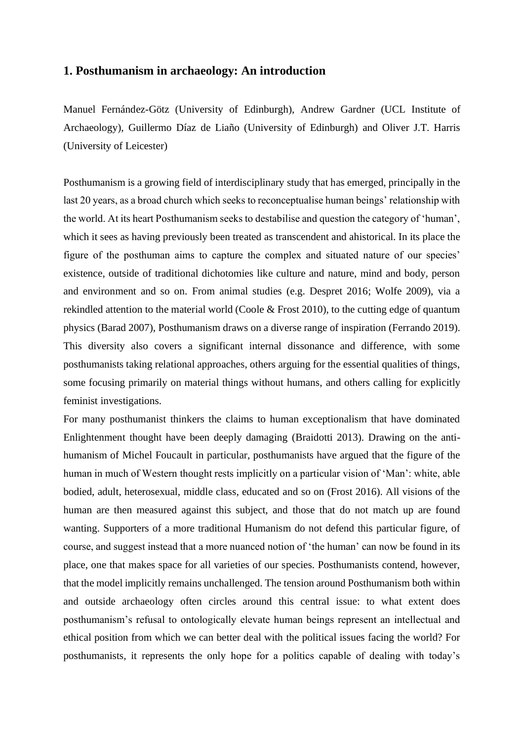## 1. Posthumanism in archaeology: An introduction

Manuel Fernández-Götz (University of Edinburgh), Andrew Gardner (UCL Institute of Archaeology), Guillermo Díaz de Liaño (University of Edinburgh) and Oliver J.T. Harris (University of Leicester)

Posthumanism is a growing field of interdisciplinary study that has emerged, principally in the last 20 years, as a broad church which seeks to reconceptualise human beings' relationship with the world. At its heart Posthumanism seeks to destabilise and question the category of 'human', which it sees as having previously been treated as transcendent and ahistorical. In its place the figure of the posthuman aims to capture the complex and situated nature of our species' existence, outside of traditional dichotomies like culture and nature, mind and body, person and environment and so on. From animal studies (e.g. Despret 2016; Wolfe 2009), via a rekindled attention to the material world (Coole & Frost 2010), to the cutting edge of quantum physics (Barad 2007), Posthumanism draws on a diverse range of inspiration (Ferrando 2019). This diversity also covers a significant internal dissonance and difference, with some posthumanists taking relational approaches, others arguing for the essential qualities of things, some focusing primarily on material things without humans, and others calling for explicitly feminist investigations.

For many posthumanist thinkers the claims to human exceptionalism that have dominated Enlightenment thought have been deeply damaging (Braidotti 2013). Drawing on the anti-humanism of Michel Foucault in particular, posthumanists have argued that the figure of the human in much of Western thought rests implicitly on a particular vision of 'Man': white, able bodied, adult, heterosexual, middle class, educated and so on (Frost 2016). All visions of the human are then measured against this subject, and those that do not match up are found wanting. Supporters of a more traditional Humanism do not defend this particular figure, of course, and suggest instead that a more nuanced notion of 'the human' can now be found in its place, one that makes space for all varieties of our species. Posthumanists contend, however, that the model implicitly remains unchallenged. The tension around Posthumanism both within and outside archaeology often circles around this central issue: to what extent does posthumanism's refusal to ontologically elevate human beings represent an intellectual and ethical position from which we can better deal with the political issues facing the world? For posthumanists, it represents the only hope for a politics capable of dealing with today's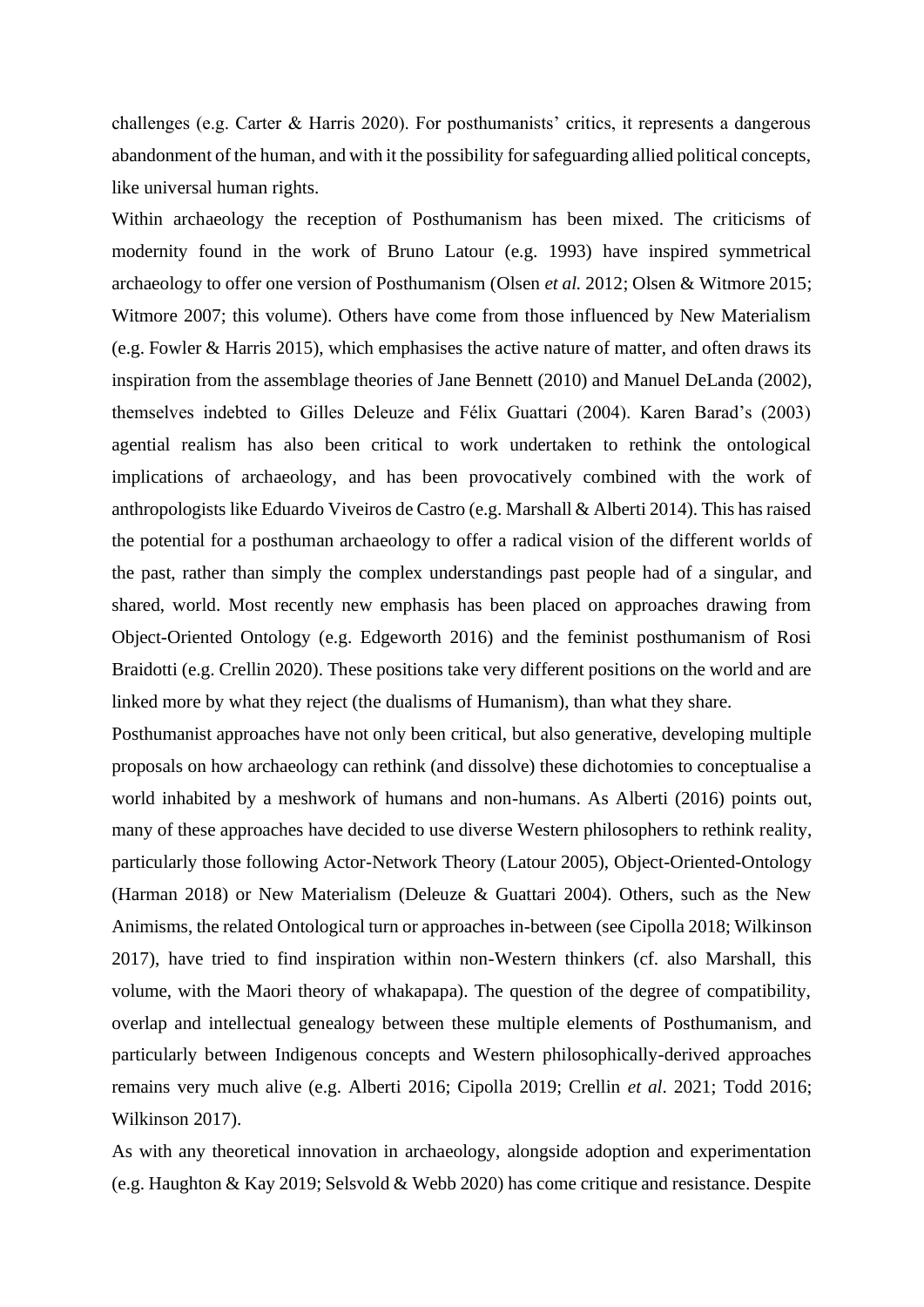challenges (e.g. Carter & Harris 2020). For posthumanists' critics, it represents a dangerous abandonment of the human, and with it the possibility for safeguarding allied political concepts, like universal human rights.

Within archaeology the reception of Posthumanism has been mixed. The criticisms of modernity found in the work of Bruno Latour (e.g. 1993) have inspired symmetrical archaeology to offer one version of Posthumanism (Olsen *et al.* 2012; Olsen & Witmore 2015; Witmore 2007; this volume). Others have come from those influenced by New Materialism (e.g. Fowler & Harris 2015), which emphasises the active nature of matter, and often draws its inspiration from the assemblage theories of Jane Bennett (2010) and Manuel DeLanda (2002), themselves indebted to Gilles Deleuze and Félix Guattari (2004). Karen Barad's (2003) agential realism has also been critical to work undertaken to rethink the ontological implications of archaeology, and has been provocatively combined with the work of anthropologists like Eduardo Viveiros de Castro (e.g. Marshall & Alberti 2014). This has raised the potential for a posthuman archaeology to offer a radical vision of the different world*s* of the past, rather than simply the complex understandings past people had of a singular, and shared, world. Most recently new emphasis has been placed on approaches drawing from Object-Oriented Ontology (e.g. Edgeworth 2016) and the feminist posthumanism of Rosi Braidotti (e.g. Crellin 2020). These positions take very different positions on the world and are linked more by what they reject (the dualisms of Humanism), than what they share.

Posthumanist approaches have not only been critical, but also generative, developing multiple proposals on how archaeology can rethink (and dissolve) these dichotomies to conceptualise a world inhabited by a meshwork of humans and non-humans. As Alberti (2016) points out, many of these approaches have decided to use diverse Western philosophers to rethink reality, particularly those following Actor-Network Theory (Latour 2005), Object-Oriented-Ontology (Harman 2018) or New Materialism (Deleuze & Guattari 2004). Others, such as the New Animisms, the related Ontological turn or approaches in-between (see Cipolla 2018; Wilkinson 2017), have tried to find inspiration within non-Western thinkers (cf. also Marshall, this volume, with the Maori theory of whakapapa). The question of the degree of compatibility, overlap and intellectual genealogy between these multiple elements of Posthumanism, and particularly between Indigenous concepts and Western philosophically-derived approaches remains very much alive (e.g. Alberti 2016; Cipolla 2019; Crellin *et al*. 2021; Todd 2016; Wilkinson 2017).

As with any theoretical innovation in archaeology, alongside adoption and experimentation (e.g. Haughton & Kay 2019; Selsvold & Webb 2020) has come critique and resistance. Despite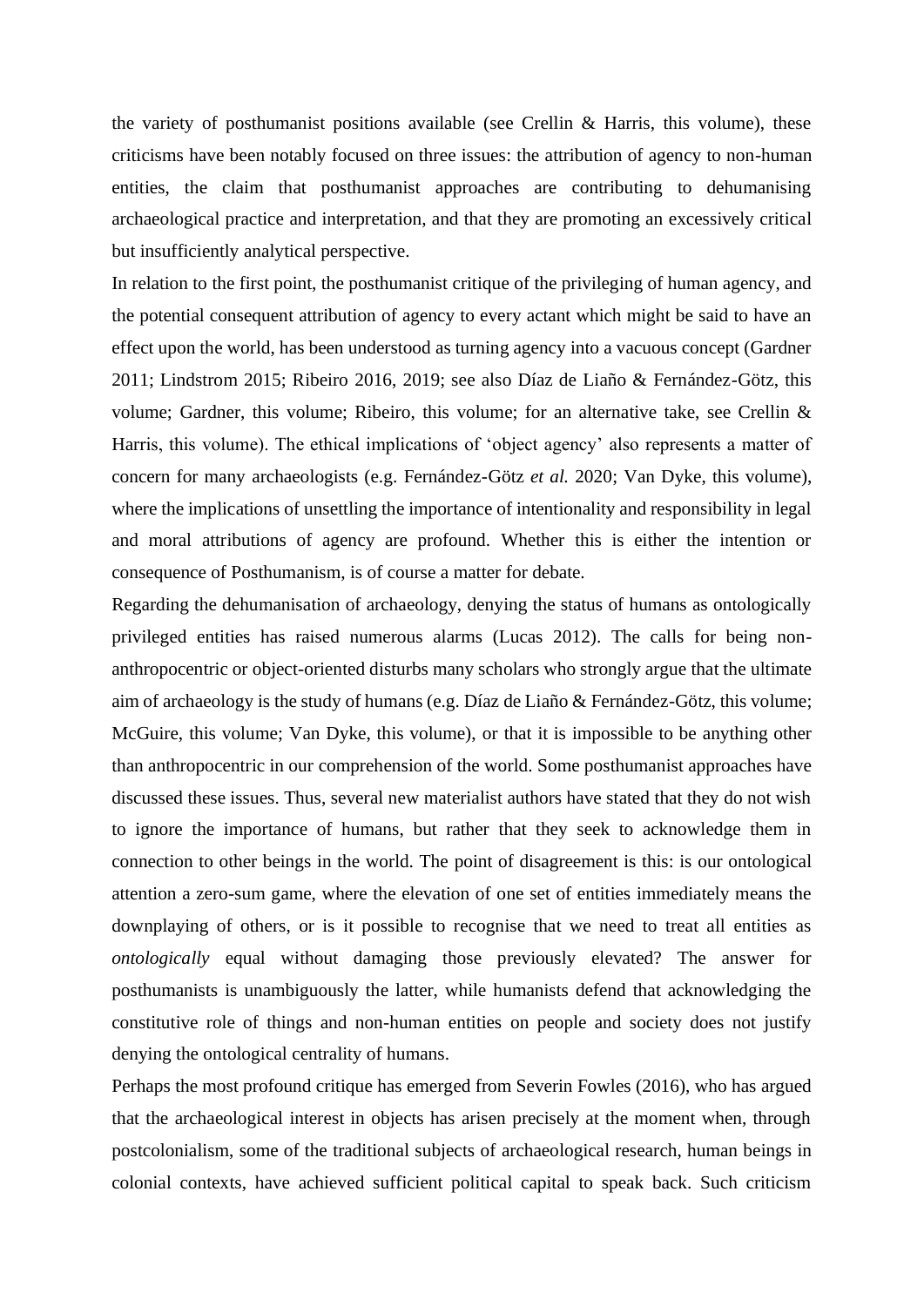the variety of posthumanist positions available (see Crellin & Harris, this volume), these criticisms have been notably focused on three issues: the attribution of agency to non-human entities, the claim that posthumanist approaches are contributing to dehumanising archaeological practice and interpretation, and that they are promoting an excessively critical but insufficiently analytical perspective.

In relation to the first point, the posthumanist critique of the privileging of human agency, and the potential consequent attribution of agency to every actant which might be said to have an effect upon the world, has been understood as turning agency into a vacuous concept (Gardner 2011; Lindstrom 2015; Ribeiro 2016, 2019; see also Díaz de Liaño & Fernández-Götz, this volume; Gardner, this volume; Ribeiro, this volume; for an alternative take, see Crellin & Harris, this volume). The ethical implications of 'object agency' also represents a matter of concern for many archaeologists (e.g. Fernández-Götz *et al.* 2020; Van Dyke, this volume), where the implications of unsettling the importance of intentionality and responsibility in legal and moral attributions of agency are profound. Whether this is either the intention or consequence of Posthumanism, is of course a matter for debate.

Regarding the dehumanisation of archaeology, denying the status of humans as ontologically privileged entities has raised numerous alarms (Lucas 2012). The calls for being non-anthropocentric or object-oriented disturbs many scholars who strongly argue that the ultimate aim of archaeology is the study of humans (e.g. Díaz de Liaño & Fernández-Götz, this volume; McGuire, this volume; Van Dyke, this volume), or that it is impossible to be anything other than anthropocentric in our comprehension of the world. Some posthumanist approaches have discussed these issues. Thus, several new materialist authors have stated that they do not wish to ignore the importance of humans, but rather that they seek to acknowledge them in connection to other beings in the world. The point of disagreement is this: is our ontological attention a zero-sum game, where the elevation of one set of entities immediately means the downplaying of others, or is it possible to recognise that we need to treat all entities as *ontologically* equal without damaging those previously elevated? The answer for posthumanists is unambiguously the latter, while humanists defend that acknowledging the constitutive role of things and non-human entities on people and society does not justify denying the ontological centrality of humans.

Perhaps the most profound critique has emerged from Severin Fowles (2016), who has argued that the archaeological interest in objects has arisen precisely at the moment when, through postcolonialism, some of the traditional subjects of archaeological research, human beings in colonial contexts, have achieved sufficient political capital to speak back. Such criticism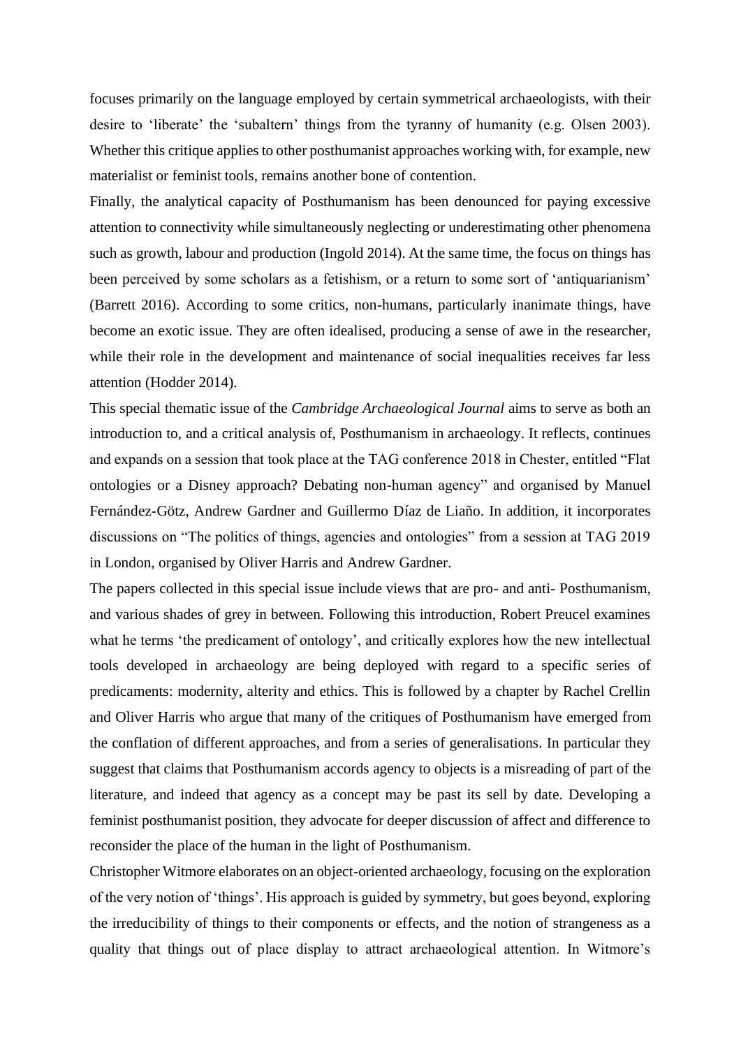focuses primarily on the language employed by certain symmetrical archaeologists, with their desire to 'liberate' the 'subaltern' things from the tyranny of humanity (e.g. Olsen 2003). Whether this critique applies to other posthumanist approaches working with, for example, new materialist or feminist tools, remains another bone of contention.

Finally, the analytical capacity of Posthumanism has been denounced for paying excessive attention to connectivity while simultaneously neglecting or underestimating other phenomena such as growth, labour and production (Ingold 2014). At the same time, the focus on things has been perceived by some scholars as a fetishism, or a return to some sort of 'antiquarianism' (Barrett 2016). According to some critics, non-humans, particularly inanimate things, have become an exotic issue. They are often idealised, producing a sense of awe in the researcher, while their role in the development and maintenance of social inequalities receives far less attention (Hodder 2014).

This special thematic issue of the *Cambridge Archaeological Journal* aims to serve as both an introduction to, and a critical analysis of, Posthumanism in archaeology. It reflects, continues and expands on a session that took place at the TAG conference 2018 in Chester, entitled "Flat ontologies or a Disney approach? Debating non-human agency" and organised by Manuel Fernández-Götz, Andrew Gardner and Guillermo Díaz de Liaño. In addition, it incorporates discussions on "The politics of things, agencies and ontologies" from a session at TAG 2019 in London, organised by Oliver Harris and Andrew Gardner.

The papers collected in this special issue include views that are pro- and anti- Posthumanism, and various shades of grey in between. Following this introduction, Robert Preucel examines what he terms 'the predicament of ontology', and critically explores how the new intellectual tools developed in archaeology are being deployed with regard to a specific series of predicaments: modernity, alterity and ethics. This is followed by a chapter by Rachel Crellin and Oliver Harris who argue that many of the critiques of Posthumanism have emerged from the conflation of different approaches, and from a series of generalisations. In particular they suggest that claims that Posthumanism accords agency to objects is a misreading of part of the literature, and indeed that agency as a concept may be past its sell by date. Developing a feminist posthumanist position, they advocate for deeper discussion of affect and difference to reconsider the place of the human in the light of Posthumanism.

Christopher Witmore elaborates on an object-oriented archaeology, focusing on the exploration of the very notion of 'things'. His approach is guided by symmetry, but goes beyond, exploring the irreducibility of things to their components or effects, and the notion of strangeness as a quality that things out of place display to attract archaeological attention. In Witmore's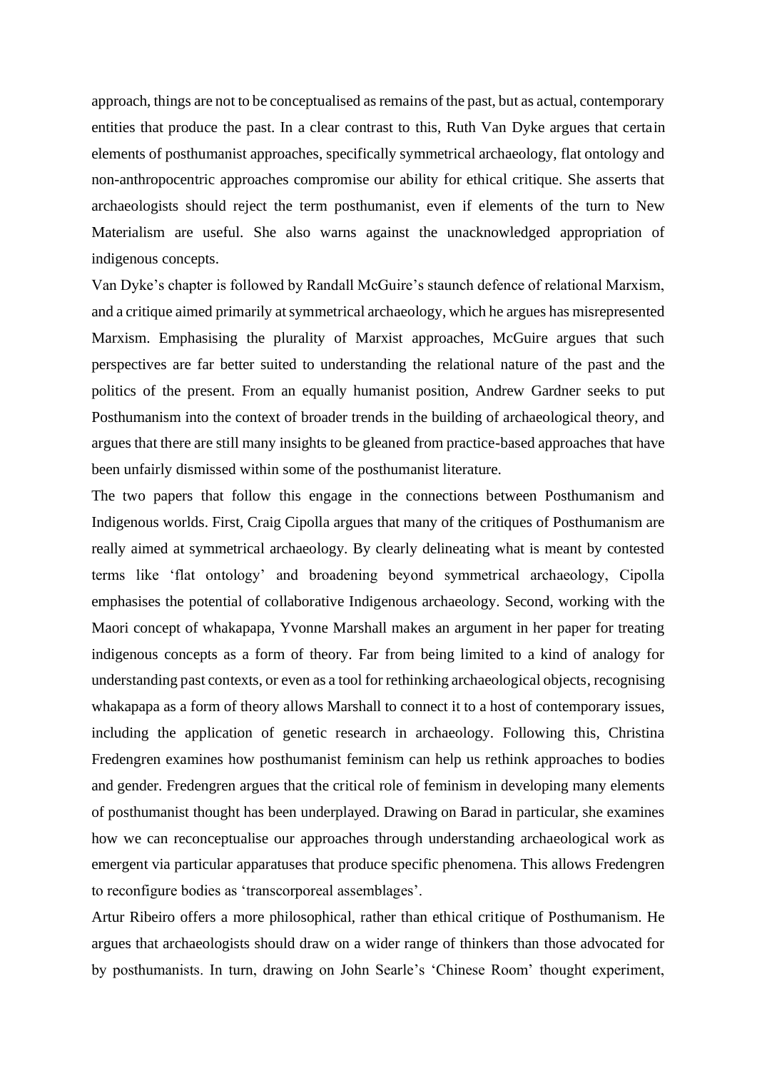approach, things are not to be conceptualised as remains of the past, but as actual, contemporary entities that produce the past. In a clear contrast to this, Ruth Van Dyke argues that certain elements of posthumanist approaches, specifically symmetrical archaeology, flat ontology and non-anthropocentric approaches compromise our ability for ethical critique. She asserts that archaeologists should reject the term posthumanist, even if elements of the turn to New Materialism are useful. She also warns against the unacknowledged appropriation of indigenous concepts.

Van Dyke's chapter is followed by Randall McGuire's staunch defence of relational Marxism, and a critique aimed primarily at symmetrical archaeology, which he argues has misrepresented Marxism. Emphasising the plurality of Marxist approaches, McGuire argues that such perspectives are far better suited to understanding the relational nature of the past and the politics of the present. From an equally humanist position, Andrew Gardner seeks to put Posthumanism into the context of broader trends in the building of archaeological theory, and argues that there are still many insights to be gleaned from practice-based approaches that have been unfairly dismissed within some of the posthumanist literature.

The two papers that follow this engage in the connections between Posthumanism and Indigenous worlds. First, Craig Cipolla argues that many of the critiques of Posthumanism are really aimed at symmetrical archaeology. By clearly delineating what is meant by contested terms like 'flat ontology' and broadening beyond symmetrical archaeology, Cipolla emphasises the potential of collaborative Indigenous archaeology. Second, working with the Maori concept of whakapapa, Yvonne Marshall makes an argument in her paper for treating indigenous concepts as a form of theory. Far from being limited to a kind of analogy for understanding past contexts, or even as a tool for rethinking archaeological objects, recognising whakapapa as a form of theory allows Marshall to connect it to a host of contemporary issues, including the application of genetic research in archaeology. Following this, Christina Fredengren examines how posthumanist feminism can help us rethink approaches to bodies and gender. Fredengren argues that the critical role of feminism in developing many elements of posthumanist thought has been underplayed. Drawing on Barad in particular, she examines how we can reconceptualise our approaches through understanding archaeological work as emergent via particular apparatuses that produce specific phenomena. This allows Fredengren to reconfigure bodies as 'transcorporeal assemblages'.

Artur Ribeiro offers a more philosophical, rather than ethical critique of Posthumanism. He argues that archaeologists should draw on a wider range of thinkers than those advocated for by posthumanists. In turn, drawing on John Searle's 'Chinese Room' thought experiment,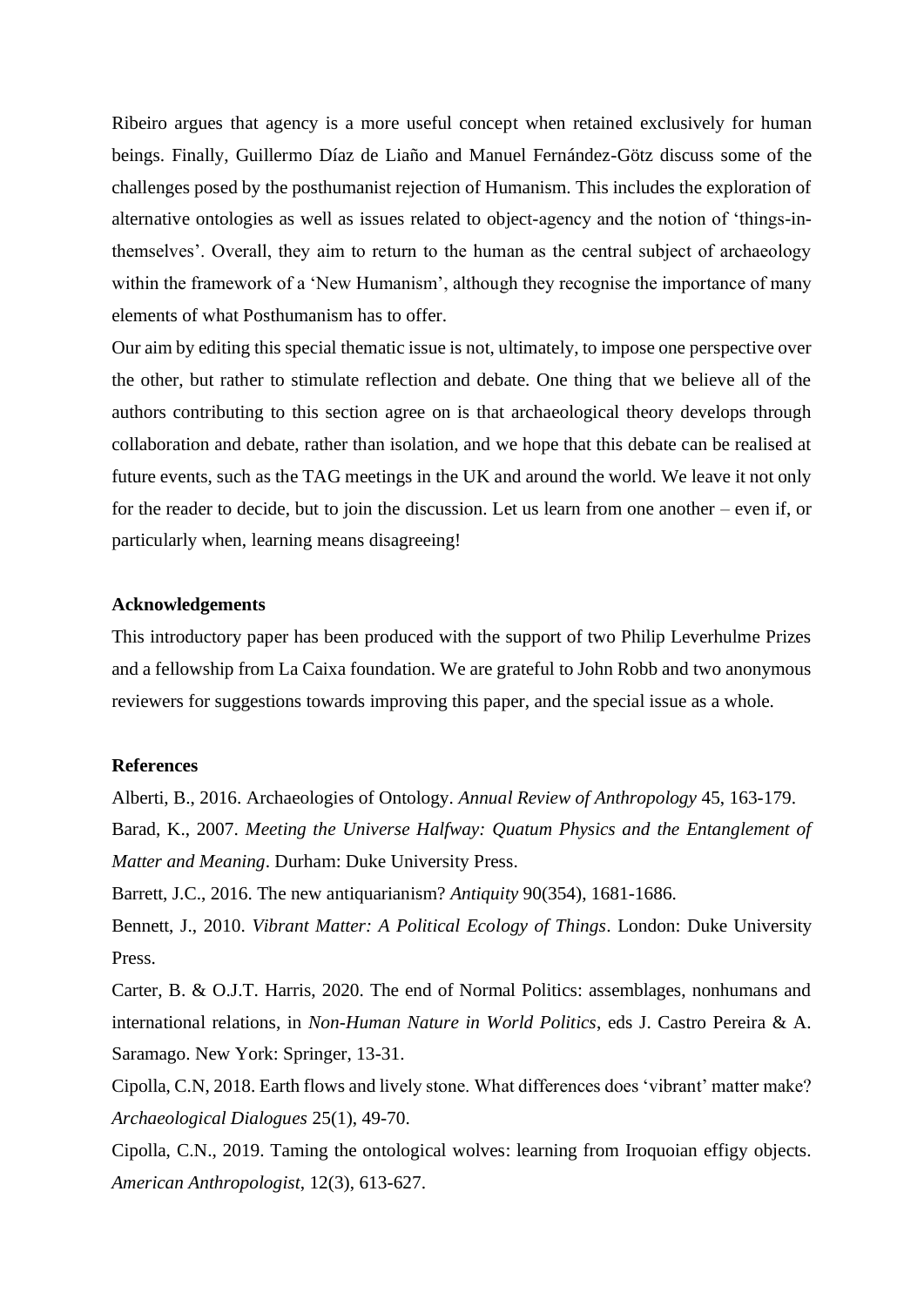Ribeiro argues that agency is a more useful concept when retained exclusively for human beings. Finally, Guillermo Díaz de Liaño and Manuel Fernández-Götz discuss some of the challenges posed by the posthumanist rejection of Humanism. This includes the exploration of alternative ontologies as well as issues related to object-agency and the notion of 'things-in-themselves'. Overall, they aim to return to the human as the central subject of archaeology within the framework of a 'New Humanism', although they recognise the importance of many elements of what Posthumanism has to offer.

Our aim by editing this special thematic issue is not, ultimately, to impose one perspective over the other, but rather to stimulate reflection and debate. One thing that we believe all of the authors contributing to this section agree on is that archaeological theory develops through collaboration and debate, rather than isolation, and we hope that this debate can be realised at future events, such as the TAG meetings in the UK and around the world. We leave it not only for the reader to decide, but to join the discussion. Let us learn from one another – even if, or particularly when, learning means disagreeing!

**Acknowledgements**

This introductory paper has been produced with the support of two Philip Leverhulme Prizes and a fellowship from La Caixa foundation. We are grateful to John Robb and two anonymous reviewers for suggestions towards improving this paper, and the special issue as a whole.

**References**

Alberti, B., 2016. Archaeologies of Ontology. *Annual Review of Anthropology* 45, 163-179.

Barad, K., 2007. *Meeting the Universe Halfway: Quatum Physics and the Entanglement of Matter and Meaning*. Durham: Duke University Press.

Barrett, J.C., 2016. The new antiquarianism? *Antiquity* 90(354), 1681-1686.

Bennett, J., 2010. *Vibrant Matter: A Political Ecology of Things*. London: Duke University Press.

Carter, B. & O.J.T. Harris, 2020. The end of Normal Politics: assemblages, nonhumans and international relations, in *Non-Human Nature in World Politics*, eds J. Castro Pereira & A. Saramago. New York: Springer, 13-31.

Cipolla, C.N, 2018. Earth flows and lively stone. What differences does 'vibrant' matter make? *Archaeological Dialogues* 25(1), 49-70.

Cipolla, C.N., 2019. Taming the ontological wolves: learning from Iroquoian effigy objects. *American Anthropologist*, 12(3), 613-627.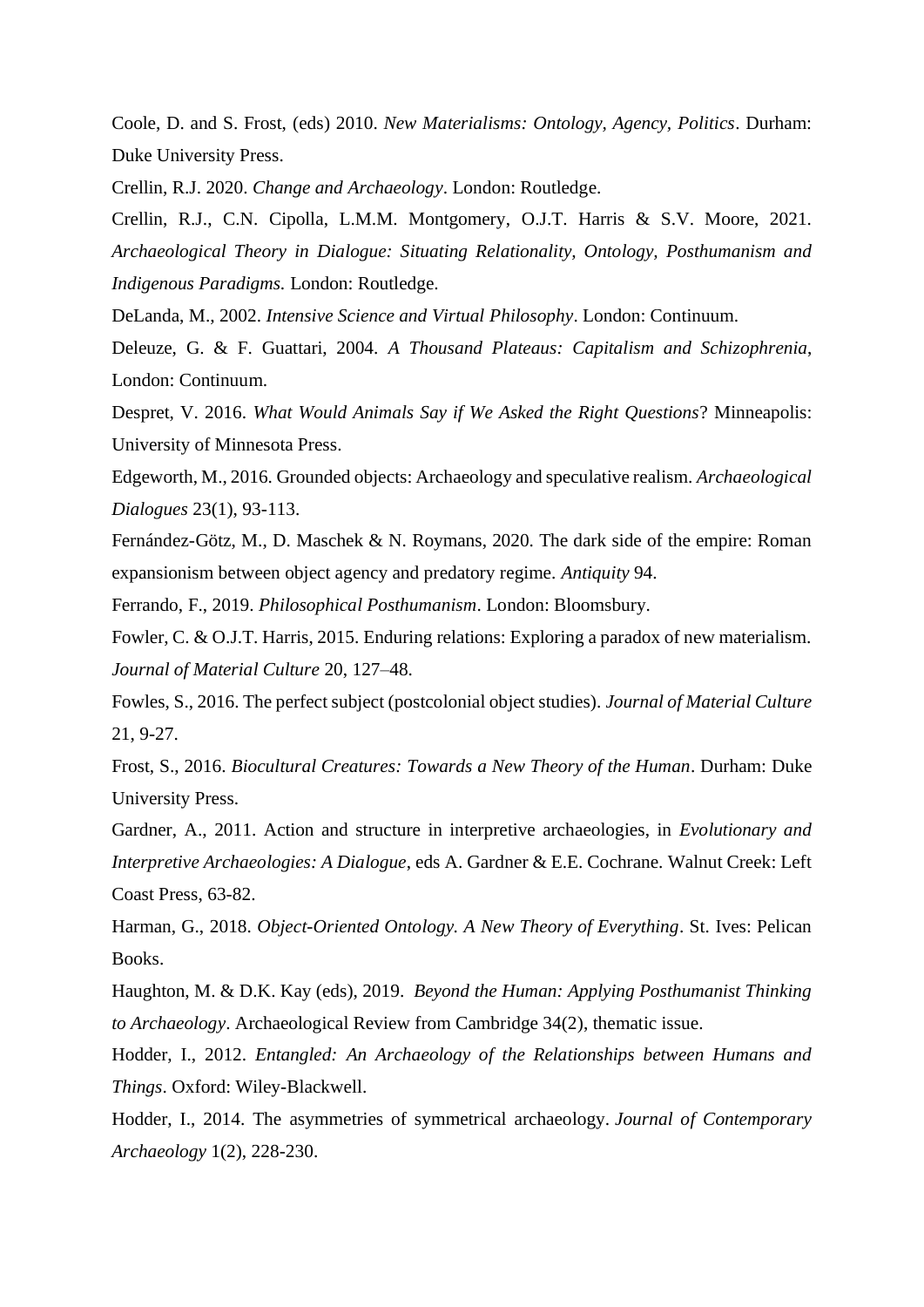Coole, D. and S. Frost, (eds) 2010. *New Materialisms: Ontology, Agency, Politics*. Durham: Duke University Press.

Crellin, R.J. 2020. *Change and Archaeology*. London: Routledge.

Crellin, R.J., C.N. Cipolla, L.M.M. Montgomery, O.J.T. Harris & S.V. Moore, 2021. *Archaeological Theory in Dialogue: Situating Relationality, Ontology, Posthumanism and Indigenous Paradigms.* London: Routledge.

DeLanda, M., 2002. *Intensive Science and Virtual Philosophy*. London: Continuum.

Deleuze, G. & F. Guattari, 2004. *A Thousand Plateaus: Capitalism and Schizophrenia*, London: Continuum.

Despret, V. 2016. *What Would Animals Say if We Asked the Right Questions*? Minneapolis: University of Minnesota Press.

Edgeworth, M., 2016. Grounded objects: Archaeology and speculative realism. *Archaeological Dialogues* 23(1), 93-113.

Fernández-Götz, M., D. Maschek & N. Roymans, 2020. The dark side of the empire: Roman expansionism between object agency and predatory regime. *Antiquity* 94.

Ferrando, F., 2019. *Philosophical Posthumanism*. London: Bloomsbury.

Fowler, C. & O.J.T. Harris, 2015. Enduring relations: Exploring a paradox of new materialism. *Journal of Material Culture* 20, 127–48.

Fowles, S., 2016. The perfect subject (postcolonial object studies). *Journal of Material Culture* 21, 9-27.

Frost, S., 2016. *Biocultural Creatures: Towards a New Theory of the Human*. Durham: Duke University Press.

Gardner, A., 2011. Action and structure in interpretive archaeologies, in *Evolutionary and Interpretive Archaeologies: A Dialogue*, eds A. Gardner & E.E. Cochrane. Walnut Creek: Left Coast Press, 63-82.

Harman, G., 2018. *Object-Oriented Ontology. A New Theory of Everything*. St. Ives: Pelican Books.

Haughton, M. & D.K. Kay (eds), 2019. *Beyond the Human: Applying Posthumanist Thinking to Archaeology*. Archaeological Review from Cambridge 34(2), thematic issue.

Hodder, I., 2012. *Entangled: An Archaeology of the Relationships between Humans and Things*. Oxford: Wiley-Blackwell.

Hodder, I., 2014. The asymmetries of symmetrical archaeology. *Journal of Contemporary Archaeology* 1(2), 228-230.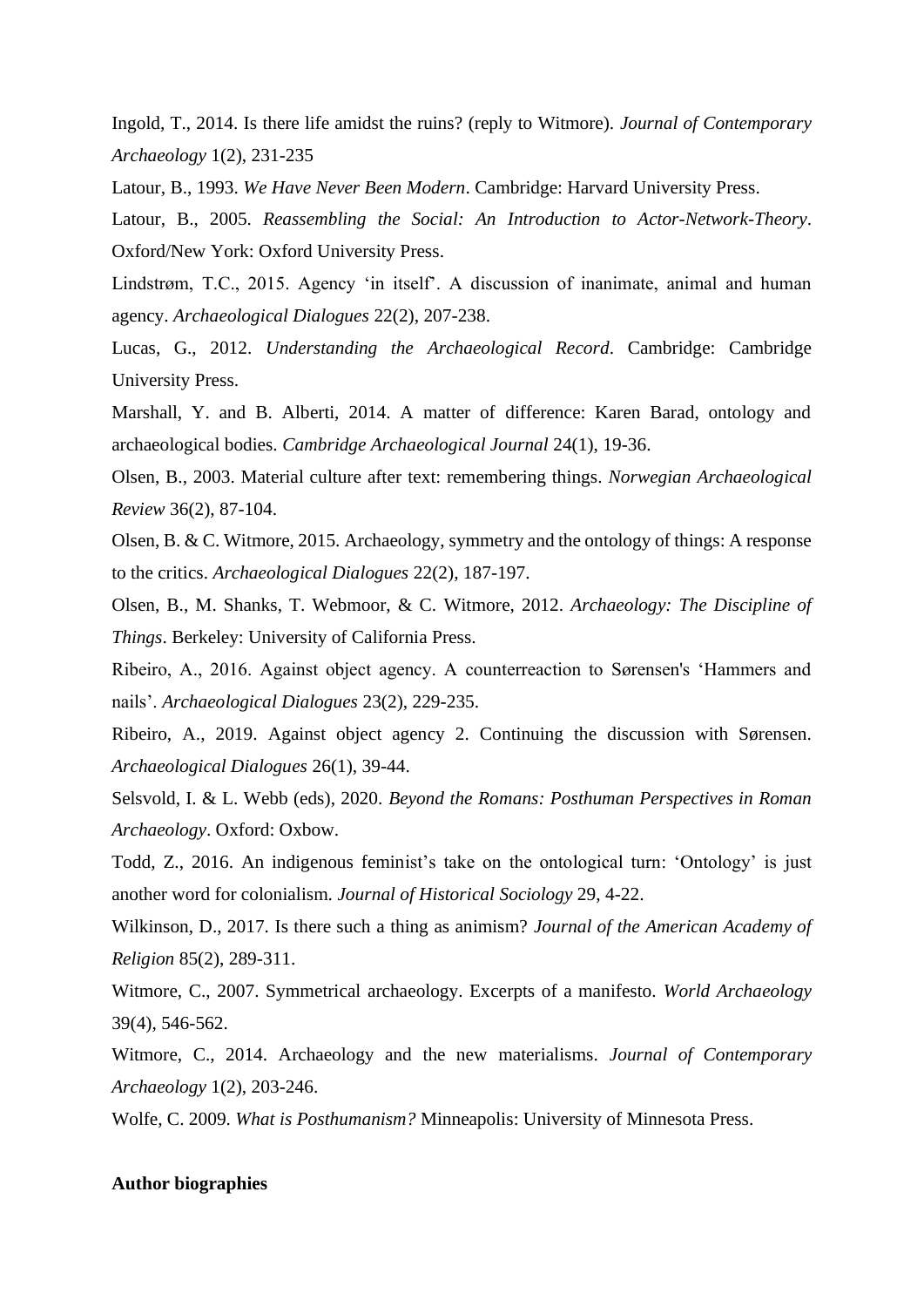Ingold, T., 2014. Is there life amidst the ruins? (reply to Witmore). *Journal of Contemporary Archaeology* 1(2), 231-235

Latour, B., 1993. *We Have Never Been Modern*. Cambridge: Harvard University Press.

Latour, B., 2005. *Reassembling the Social: An Introduction to Actor-Network-Theory*. Oxford/New York: Oxford University Press.

Lindstrøm, T.C., 2015. Agency 'in itself'. A discussion of inanimate, animal and human agency. *Archaeological Dialogues* 22(2), 207-238.

Lucas, G., 2012. *Understanding the Archaeological Record*. Cambridge: Cambridge University Press.

Marshall, Y. and B. Alberti, 2014. A matter of difference: Karen Barad, ontology and archaeological bodies. *Cambridge Archaeological Journal* 24(1), 19-36.

Olsen, B., 2003. Material culture after text: remembering things. *Norwegian Archaeological Review* 36(2), 87-104.

Olsen, B. & C. Witmore, 2015. Archaeology, symmetry and the ontology of things: A response to the critics. *Archaeological Dialogues* 22(2), 187-197.

Olsen, B., M. Shanks, T. Webmoor, & C. Witmore, 2012. *Archaeology: The Discipline of Things*. Berkeley: University of California Press.

Ribeiro, A., 2016. Against object agency. A counterreaction to Sørensen's 'Hammers and nails'. *Archaeological Dialogues* 23(2), 229-235.

Ribeiro, A., 2019. Against object agency 2. Continuing the discussion with Sørensen. *Archaeological Dialogues* 26(1), 39-44.

Selsvold, I. & L. Webb (eds), 2020. *Beyond the Romans: Posthuman Perspectives in Roman Archaeology*. Oxford: Oxbow.

Todd, Z., 2016. An indigenous feminist's take on the ontological turn: 'Ontology' is just another word for colonialism. *Journal of Historical Sociology* 29, 4-22.

Wilkinson, D., 2017. Is there such a thing as animism? *Journal of the American Academy of Religion* 85(2), 289-311.

Witmore, C., 2007. Symmetrical archaeology. Excerpts of a manifesto. *World Archaeology* 39(4), 546-562.

Witmore, C., 2014. Archaeology and the new materialisms. *Journal of Contemporary Archaeology* 1(2), 203-246.

Wolfe, C. 2009. *What is Posthumanism?* Minneapolis: University of Minnesota Press.

**Author biographies**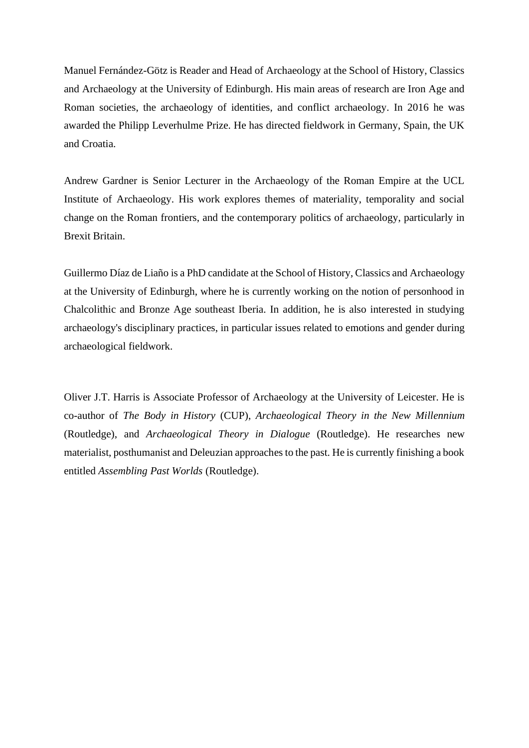Manuel Fernández-Götz is Reader and Head of Archaeology at the School of History, Classics and Archaeology at the University of Edinburgh. His main areas of research are Iron Age and Roman societies, the archaeology of identities, and conflict archaeology. In 2016 he was awarded the Philipp Leverhulme Prize. He has directed fieldwork in Germany, Spain, the UK and Croatia.

Andrew Gardner is Senior Lecturer in the Archaeology of the Roman Empire at the UCL Institute of Archaeology. His work explores themes of materiality, temporality and social change on the Roman frontiers, and the contemporary politics of archaeology, particularly in Brexit Britain.

Guillermo Díaz de Liaño is a PhD candidate at the School of History, Classics and Archaeology at the University of Edinburgh, where he is currently working on the notion of personhood in Chalcolithic and Bronze Age southeast Iberia. In addition, he is also interested in studying archaeology's disciplinary practices, in particular issues related to emotions and gender during archaeological fieldwork.

Oliver J.T. Harris is Associate Professor of Archaeology at the University of Leicester. He is co-author of *The Body in History* (CUP), *Archaeological Theory in the New Millennium* (Routledge), and *Archaeological Theory in Dialogue* (Routledge). He researches new materialist, posthumanist and Deleuzian approaches to the past. He is currently finishing a book entitled *Assembling Past Worlds* (Routledge).